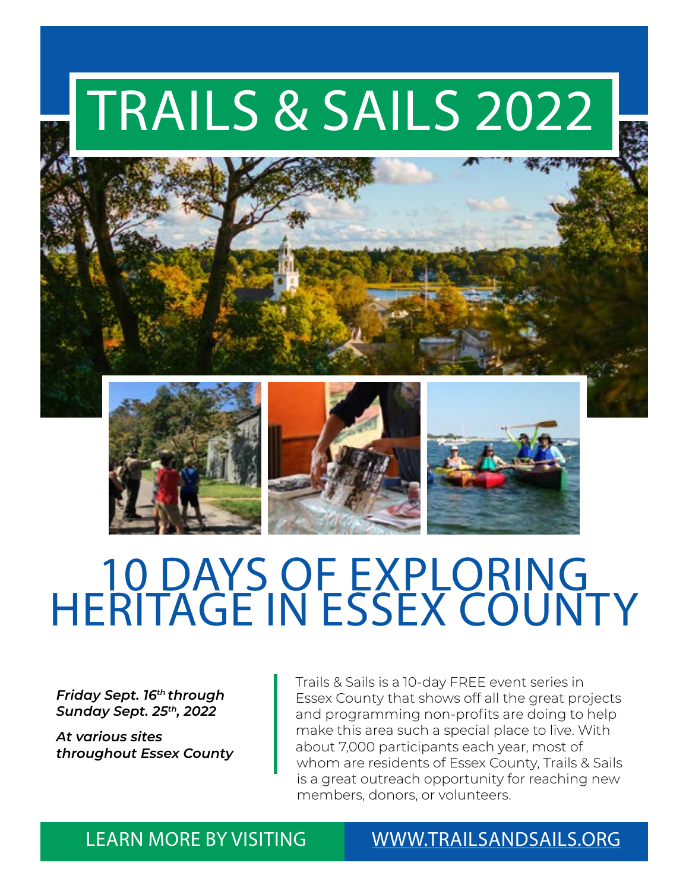# TRAILS & SAILS 2022

## 10 DAYS OF EXPLORING HERITAGE IN ESSEX COUNTY

***Friday Sept. 16th through Sunday Sept. 25th, 2022***

***At various sites throughout Essex County***

Trails & Sails is a 10-day FREE event series in Essex County that shows off all the great projects and programming non-profits are doing to help make this area such a special place to live. With about 7,000 participants each year, most of whom are residents of Essex County, Trails & Sails is a great outreach opportunity for reaching new members, donors, or volunteers.

LEARN MORE BY VISITING WWW.TRAILSANDSAILS.ORG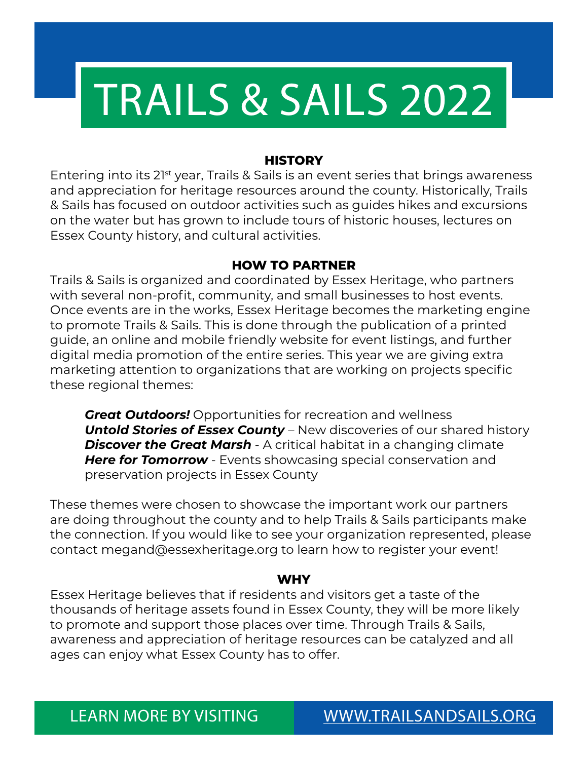# TRAILS & SAILS 2022

## HISTORY

Entering into its 21st year, Trails & Sails is an event series that brings awareness and appreciation for heritage resources around the county. Historically, Trails & Sails has focused on outdoor activities such as guides hikes and excursions on the water but has grown to include tours of historic houses, lectures on Essex County history, and cultural activities.

## HOW TO PARTNER

Trails & Sails is organized and coordinated by Essex Heritage, who partners with several non-profit, community, and small businesses to host events. Once events are in the works, Essex Heritage becomes the marketing engine to promote Trails & Sails. This is done through the publication of a printed guide, an online and mobile friendly website for event listings, and further digital media promotion of the entire series. This year we are giving extra marketing attention to organizations that are working on projects specific these regional themes:

***Great Outdoors!*** Opportunities for recreation and wellness
***Untold Stories of Essex County*** – New discoveries of our shared history
***Discover the Great Marsh*** - A critical habitat in a changing climate
***Here for Tomorrow*** - Events showcasing special conservation and preservation projects in Essex County

These themes were chosen to showcase the important work our partners are doing throughout the county and to help Trails & Sails participants make the connection. If you would like to see your organization represented, please contact megand@essexheritage.org to learn how to register your event!

## WHY

Essex Heritage believes that if residents and visitors get a taste of the thousands of heritage assets found in Essex County, they will be more likely to promote and support those places over time. Through Trails & Sails, awareness and appreciation of heritage resources can be catalyzed and all ages can enjoy what Essex County has to offer.

LEARN MORE BY VISITING WWW.TRAILSANDSAILS.ORG